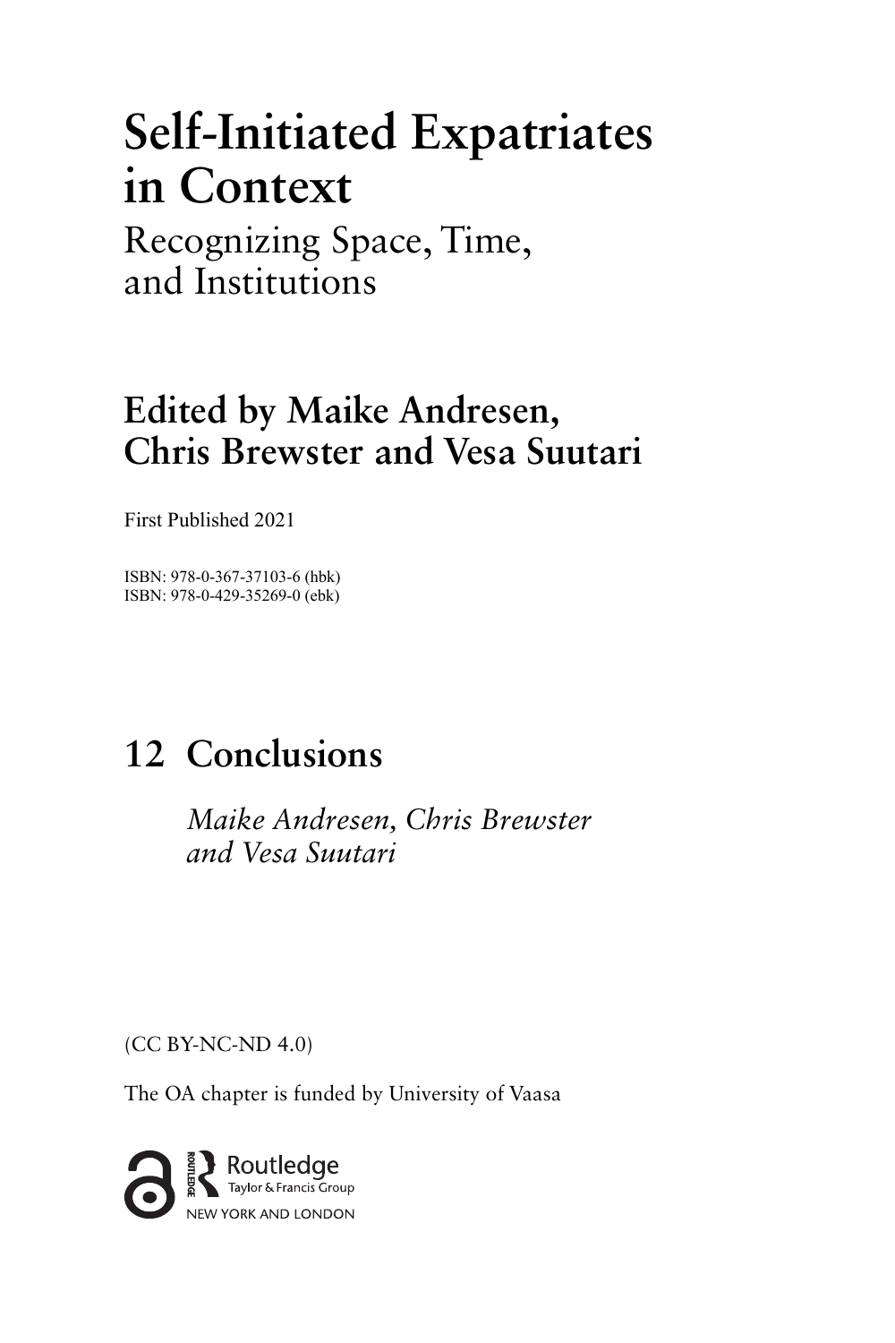# Self-Initiated Expatriates in Context

Recognizing Space, Time, and Institutions

## Edited by Maike Andresen, Chris Brewster and Vesa Suutari

First Published 2021

ISBN: 978-0-367-37103-6 (hbk)
ISBN: 978-0-429-35269-0 (ebk)

# 12 Conclusions

*Maike Andresen, Chris Brewster and Vesa Suutari*

(CC BY-NC-ND 4.0)

The OA chapter is funded by University of Vaasa

Routledge
Taylor & Francis Group
NEW YORK AND LONDON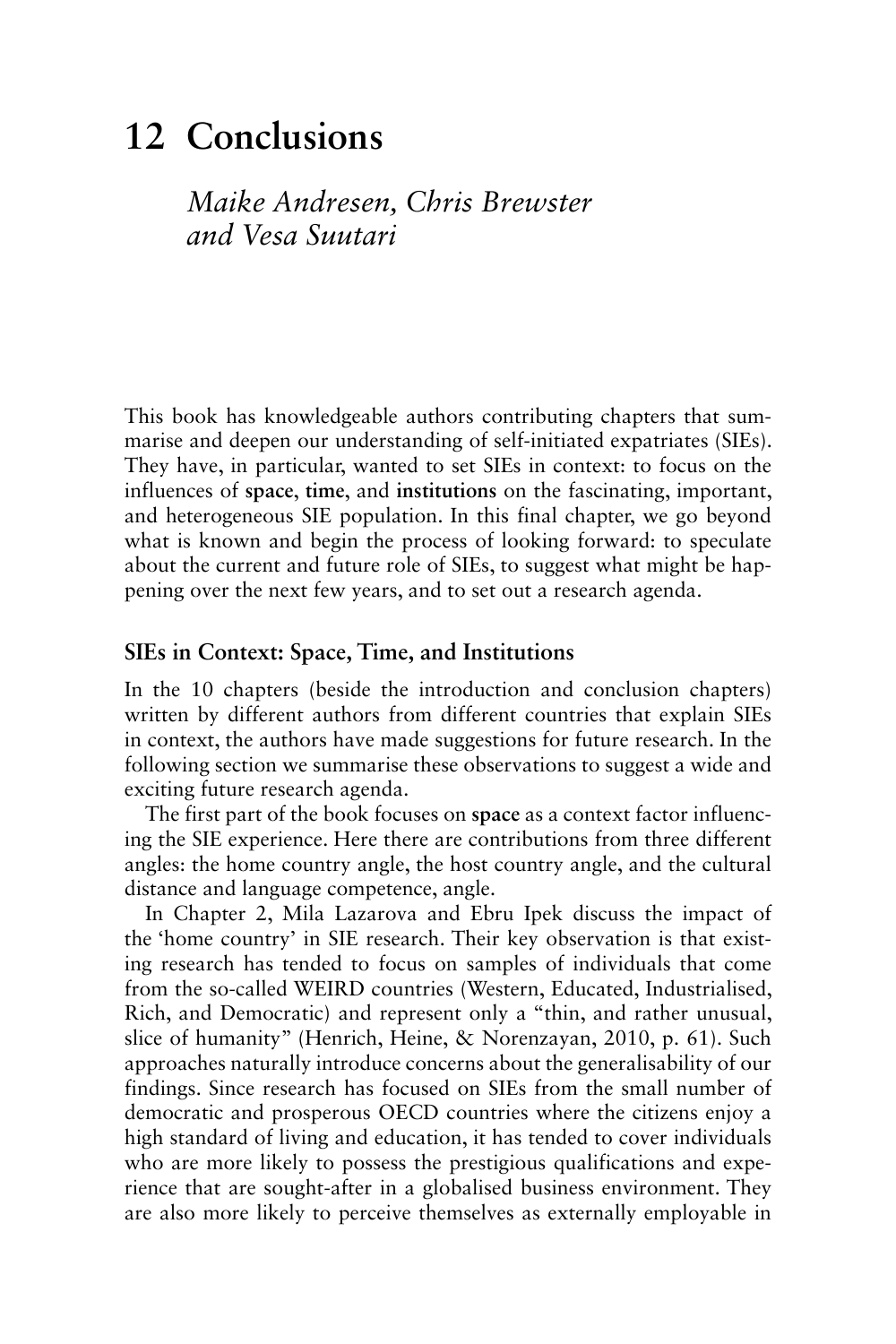# 12 Conclusions

*Maike Andresen, Chris Brewster and Vesa Suutari*

This book has knowledgeable authors contributing chapters that summarise and deepen our understanding of self-initiated expatriates (SIEs). They have, in particular, wanted to set SIEs in context: to focus on the influences of **space**, **time**, and **institutions** on the fascinating, important, and heterogeneous SIE population. In this final chapter, we go beyond what is known and begin the process of looking forward: to speculate about the current and future role of SIEs, to suggest what might be happening over the next few years, and to set out a research agenda.

## SIEs in Context: Space, Time, and Institutions

In the 10 chapters (beside the introduction and conclusion chapters) written by different authors from different countries that explain SIEs in context, the authors have made suggestions for future research. In the following section we summarise these observations to suggest a wide and exciting future research agenda.

The first part of the book focuses on **space** as a context factor influencing the SIE experience. Here there are contributions from three different angles: the home country angle, the host country angle, and the cultural distance and language competence, angle.

In Chapter 2, Mila Lazarova and Ebru Ipek discuss the impact of the 'home country' in SIE research. Their key observation is that existing research has tended to focus on samples of individuals that come from the so-called WEIRD countries (Western, Educated, Industrialised, Rich, and Democratic) and represent only a "thin, and rather unusual, slice of humanity" (Henrich, Heine, & Norenzayan, 2010, p. 61). Such approaches naturally introduce concerns about the generalisability of our findings. Since research has focused on SIEs from the small number of democratic and prosperous OECD countries where the citizens enjoy a high standard of living and education, it has tended to cover individuals who are more likely to possess the prestigious qualifications and experience that are sought-after in a globalised business environment. They are also more likely to perceive themselves as externally employable in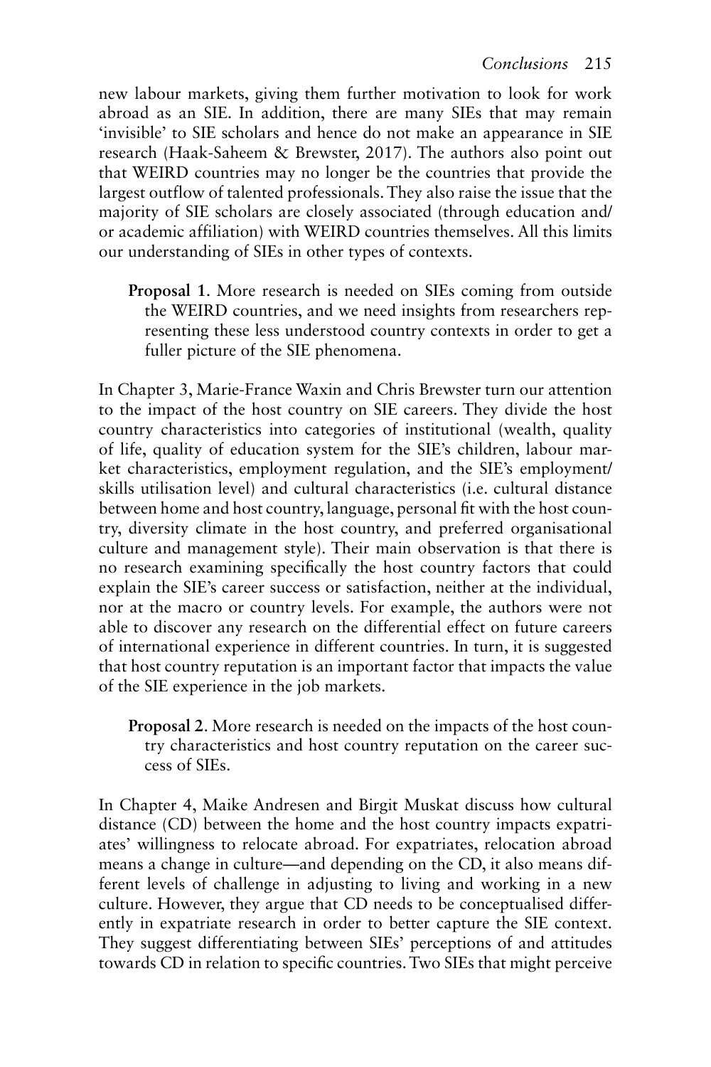new labour markets, giving them further motivation to look for work abroad as an SIE. In addition, there are many SIEs that may remain 'invisible' to SIE scholars and hence do not make an appearance in SIE research (Haak-Saheem & Brewster, 2017). The authors also point out that WEIRD countries may no longer be the countries that provide the largest outflow of talented professionals. They also raise the issue that the majority of SIE scholars are closely associated (through education and/or academic affiliation) with WEIRD countries themselves. All this limits our understanding of SIEs in other types of contexts.

> **Proposal 1**. More research is needed on SIEs coming from outside the WEIRD countries, and we need insights from researchers representing these less understood country contexts in order to get a fuller picture of the SIE phenomena.

In Chapter 3, Marie-France Waxin and Chris Brewster turn our attention to the impact of the host country on SIE careers. They divide the host country characteristics into categories of institutional (wealth, quality of life, quality of education system for the SIE's children, labour market characteristics, employment regulation, and the SIE's employment/skills utilisation level) and cultural characteristics (i.e. cultural distance between home and host country, language, personal fit with the host country, diversity climate in the host country, and preferred organisational culture and management style). Their main observation is that there is no research examining specifically the host country factors that could explain the SIE's career success or satisfaction, neither at the individual, nor at the macro or country levels. For example, the authors were not able to discover any research on the differential effect on future careers of international experience in different countries. In turn, it is suggested that host country reputation is an important factor that impacts the value of the SIE experience in the job markets.

> **Proposal 2**. More research is needed on the impacts of the host country characteristics and host country reputation on the career success of SIEs.

In Chapter 4, Maike Andresen and Birgit Muskat discuss how cultural distance (CD) between the home and the host country impacts expatriates' willingness to relocate abroad. For expatriates, relocation abroad means a change in culture—and depending on the CD, it also means different levels of challenge in adjusting to living and working in a new culture. However, they argue that CD needs to be conceptualised differently in expatriate research in order to better capture the SIE context. They suggest differentiating between SIEs' perceptions of and attitudes towards CD in relation to specific countries. Two SIEs that might perceive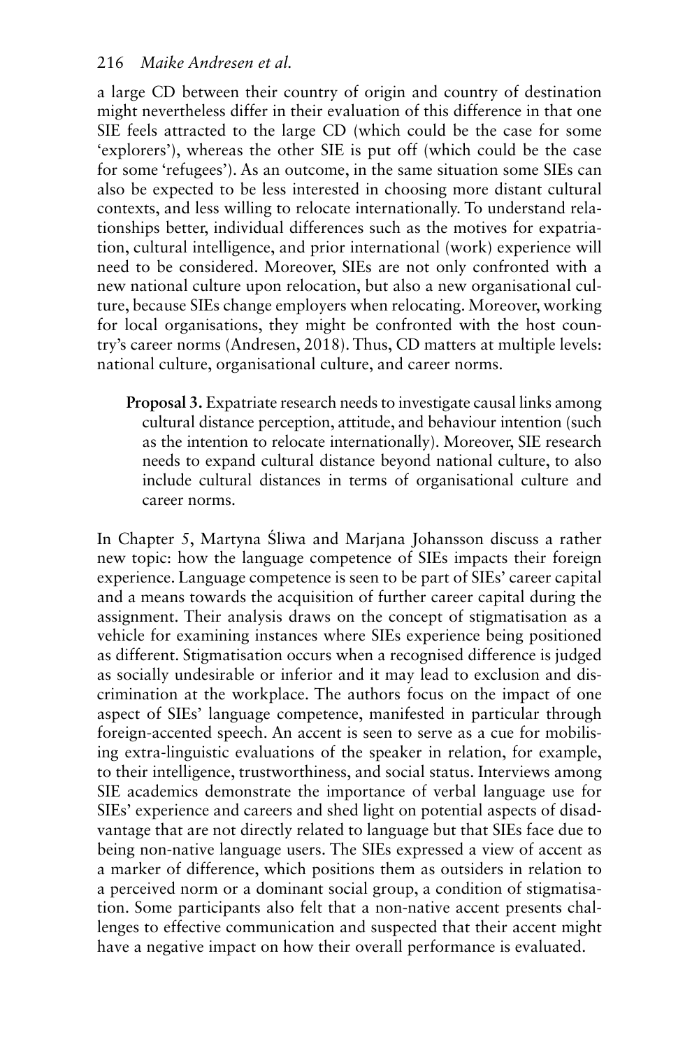a large CD between their country of origin and country of destination might nevertheless differ in their evaluation of this difference in that one SIE feels attracted to the large CD (which could be the case for some 'explorers'), whereas the other SIE is put off (which could be the case for some 'refugees'). As an outcome, in the same situation some SIEs can also be expected to be less interested in choosing more distant cultural contexts, and less willing to relocate internationally. To understand relationships better, individual differences such as the motives for expatriation, cultural intelligence, and prior international (work) experience will need to be considered. Moreover, SIEs are not only confronted with a new national culture upon relocation, but also a new organisational culture, because SIEs change employers when relocating. Moreover, working for local organisations, they might be confronted with the host country's career norms (Andresen, 2018). Thus, CD matters at multiple levels: national culture, organisational culture, and career norms.

> **Proposal 3.** Expatriate research needs to investigate causal links among cultural distance perception, attitude, and behaviour intention (such as the intention to relocate internationally). Moreover, SIE research needs to expand cultural distance beyond national culture, to also include cultural distances in terms of organisational culture and career norms.

In Chapter 5, Martyna Śliwa and Marjana Johansson discuss a rather new topic: how the language competence of SIEs impacts their foreign experience. Language competence is seen to be part of SIEs' career capital and a means towards the acquisition of further career capital during the assignment. Their analysis draws on the concept of stigmatisation as a vehicle for examining instances where SIEs experience being positioned as different. Stigmatisation occurs when a recognised difference is judged as socially undesirable or inferior and it may lead to exclusion and discrimination at the workplace. The authors focus on the impact of one aspect of SIEs' language competence, manifested in particular through foreign-accented speech. An accent is seen to serve as a cue for mobilising extra-linguistic evaluations of the speaker in relation, for example, to their intelligence, trustworthiness, and social status. Interviews among SIE academics demonstrate the importance of verbal language use for SIEs' experience and careers and shed light on potential aspects of disadvantage that are not directly related to language but that SIEs face due to being non-native language users. The SIEs expressed a view of accent as a marker of difference, which positions them as outsiders in relation to a perceived norm or a dominant social group, a condition of stigmatisation. Some participants also felt that a non-native accent presents challenges to effective communication and suspected that their accent might have a negative impact on how their overall performance is evaluated.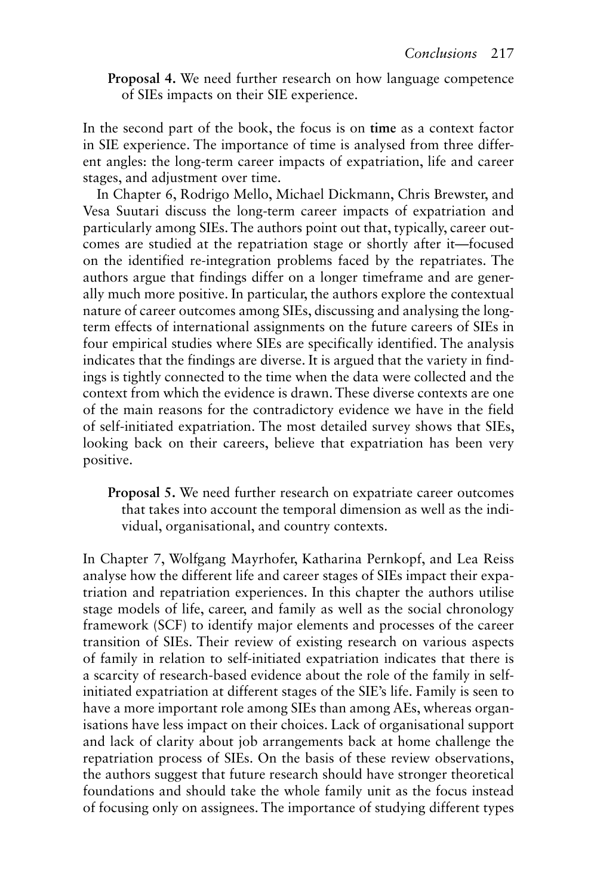**Proposal 4.** We need further research on how language competence of SIEs impacts on their SIE experience.

In the second part of the book, the focus is on **time** as a context factor in SIE experience. The importance of time is analysed from three different angles: the long-term career impacts of expatriation, life and career stages, and adjustment over time.

In Chapter 6, Rodrigo Mello, Michael Dickmann, Chris Brewster, and Vesa Suutari discuss the long-term career impacts of expatriation and particularly among SIEs. The authors point out that, typically, career outcomes are studied at the repatriation stage or shortly after it—focused on the identified re-integration problems faced by the repatriates. The authors argue that findings differ on a longer timeframe and are generally much more positive. In particular, the authors explore the contextual nature of career outcomes among SIEs, discussing and analysing the long-term effects of international assignments on the future careers of SIEs in four empirical studies where SIEs are specifically identified. The analysis indicates that the findings are diverse. It is argued that the variety in findings is tightly connected to the time when the data were collected and the context from which the evidence is drawn. These diverse contexts are one of the main reasons for the contradictory evidence we have in the field of self-initiated expatriation. The most detailed survey shows that SIEs, looking back on their careers, believe that expatriation has been very positive.

**Proposal 5.** We need further research on expatriate career outcomes that takes into account the temporal dimension as well as the individual, organisational, and country contexts.

In Chapter 7, Wolfgang Mayrhofer, Katharina Pernkopf, and Lea Reiss analyse how the different life and career stages of SIEs impact their expatriation and repatriation experiences. In this chapter the authors utilise stage models of life, career, and family as well as the social chronology framework (SCF) to identify major elements and processes of the career transition of SIEs. Their review of existing research on various aspects of family in relation to self-initiated expatriation indicates that there is a scarcity of research-based evidence about the role of the family in self-initiated expatriation at different stages of the SIE's life. Family is seen to have a more important role among SIEs than among AEs, whereas organisations have less impact on their choices. Lack of organisational support and lack of clarity about job arrangements back at home challenge the repatriation process of SIEs. On the basis of these review observations, the authors suggest that future research should have stronger theoretical foundations and should take the whole family unit as the focus instead of focusing only on assignees. The importance of studying different types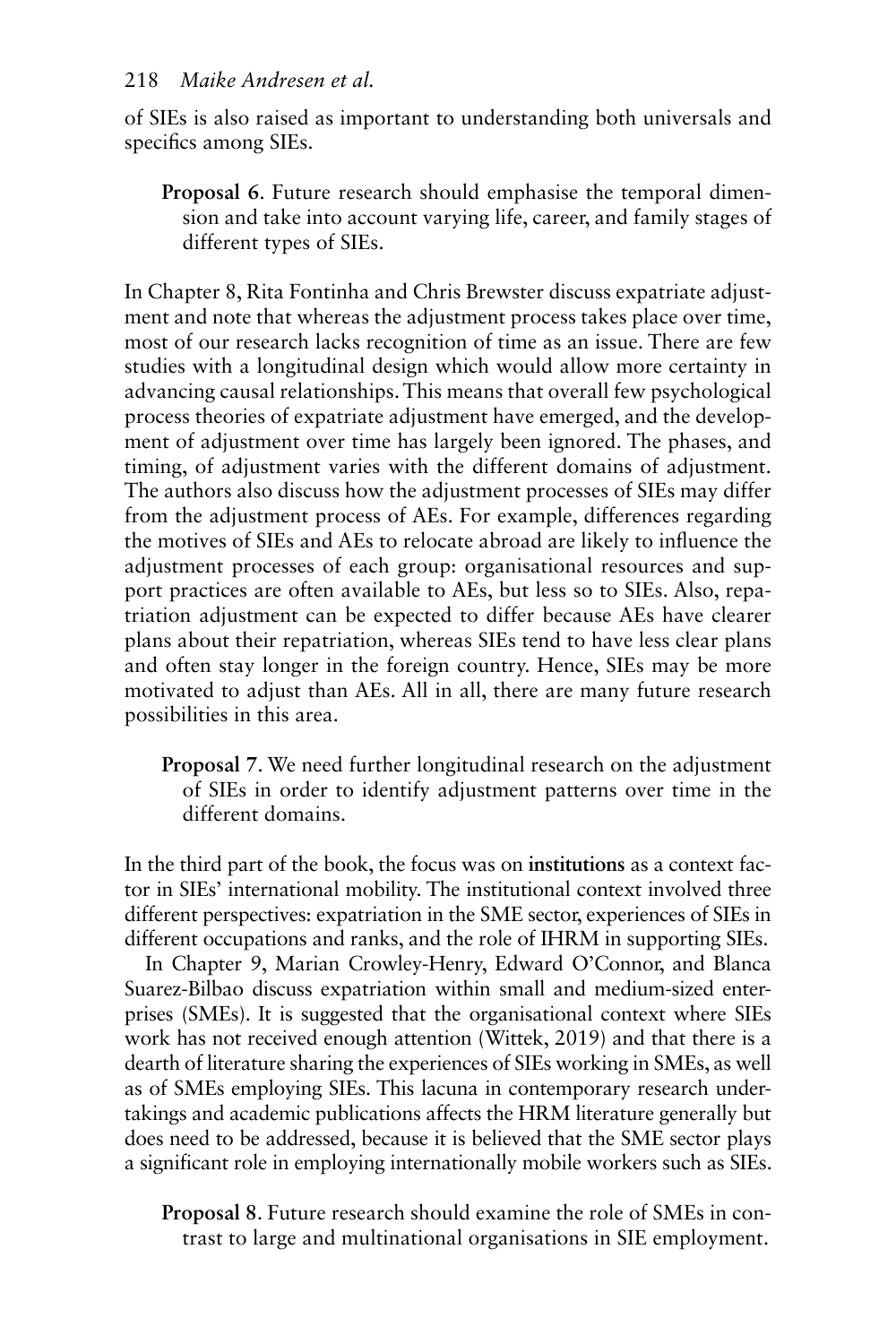of SIEs is also raised as important to understanding both universals and specifics among SIEs.

> **Proposal 6**. Future research should emphasise the temporal dimension and take into account varying life, career, and family stages of different types of SIEs.

In Chapter 8, Rita Fontinha and Chris Brewster discuss expatriate adjustment and note that whereas the adjustment process takes place over time, most of our research lacks recognition of time as an issue. There are few studies with a longitudinal design which would allow more certainty in advancing causal relationships. This means that overall few psychological process theories of expatriate adjustment have emerged, and the development of adjustment over time has largely been ignored. The phases, and timing, of adjustment varies with the different domains of adjustment. The authors also discuss how the adjustment processes of SIEs may differ from the adjustment process of AEs. For example, differences regarding the motives of SIEs and AEs to relocate abroad are likely to influence the adjustment processes of each group: organisational resources and support practices are often available to AEs, but less so to SIEs. Also, repatriation adjustment can be expected to differ because AEs have clearer plans about their repatriation, whereas SIEs tend to have less clear plans and often stay longer in the foreign country. Hence, SIEs may be more motivated to adjust than AEs. All in all, there are many future research possibilities in this area.

> **Proposal 7**. We need further longitudinal research on the adjustment of SIEs in order to identify adjustment patterns over time in the different domains.

In the third part of the book, the focus was on **institutions** as a context factor in SIEs' international mobility. The institutional context involved three different perspectives: expatriation in the SME sector, experiences of SIEs in different occupations and ranks, and the role of IHRM in supporting SIEs.

In Chapter 9, Marian Crowley-Henry, Edward O'Connor, and Blanca Suarez-Bilbao discuss expatriation within small and medium-sized enterprises (SMEs). It is suggested that the organisational context where SIEs work has not received enough attention (Wittek, 2019) and that there is a dearth of literature sharing the experiences of SIEs working in SMEs, as well as of SMEs employing SIEs. This lacuna in contemporary research undertakings and academic publications affects the HRM literature generally but does need to be addressed, because it is believed that the SME sector plays a significant role in employing internationally mobile workers such as SIEs.

> **Proposal 8**. Future research should examine the role of SMEs in contrast to large and multinational organisations in SIE employment.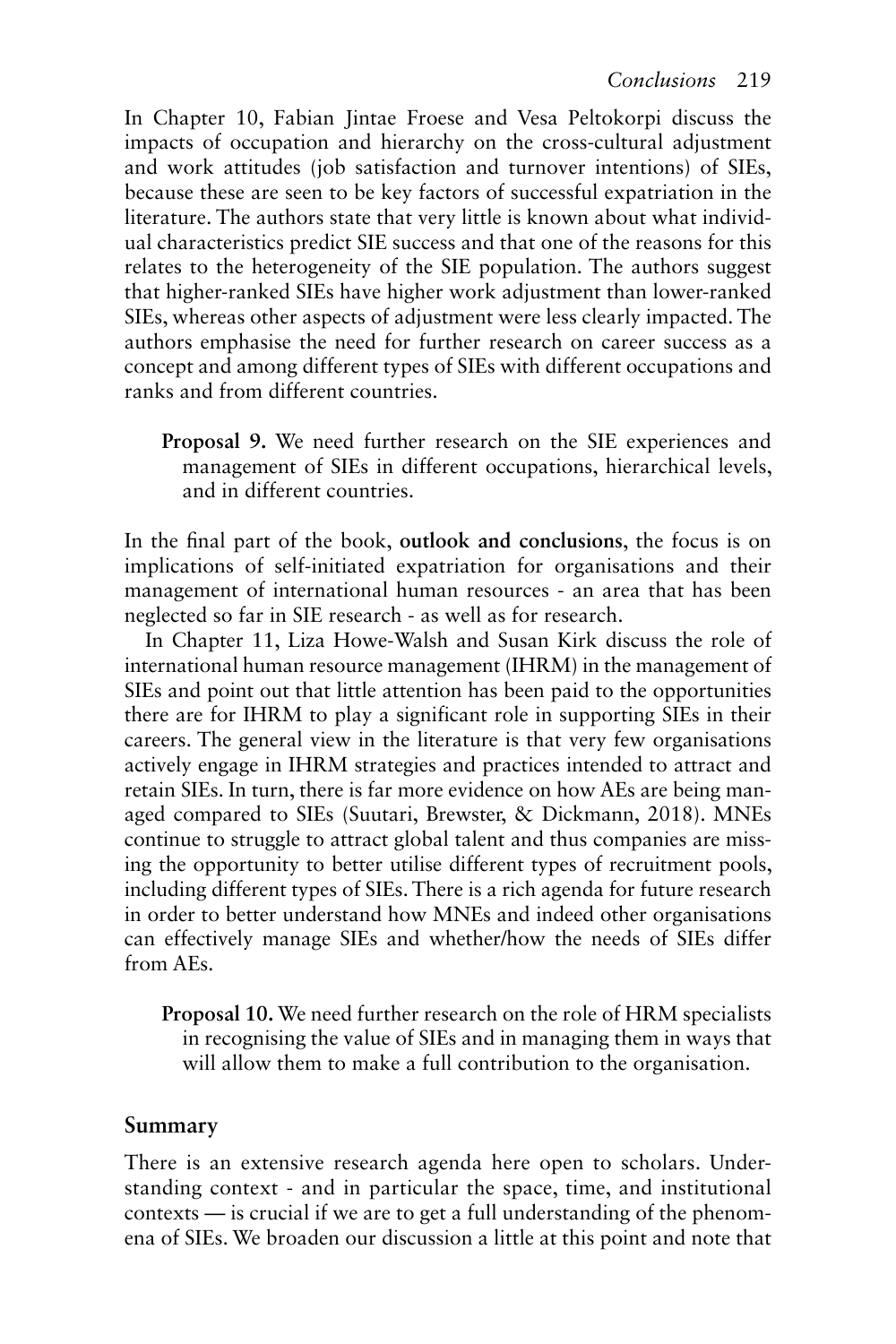In Chapter 10, Fabian Jintae Froese and Vesa Peltokorpi discuss the impacts of occupation and hierarchy on the cross-cultural adjustment and work attitudes (job satisfaction and turnover intentions) of SIEs, because these are seen to be key factors of successful expatriation in the literature. The authors state that very little is known about what individual characteristics predict SIE success and that one of the reasons for this relates to the heterogeneity of the SIE population. The authors suggest that higher-ranked SIEs have higher work adjustment than lower-ranked SIEs, whereas other aspects of adjustment were less clearly impacted. The authors emphasise the need for further research on career success as a concept and among different types of SIEs with different occupations and ranks and from different countries.

> **Proposal 9.** We need further research on the SIE experiences and management of SIEs in different occupations, hierarchical levels, and in different countries.

In the final part of the book, **outlook and conclusions**, the focus is on implications of self-initiated expatriation for organisations and their management of international human resources - an area that has been neglected so far in SIE research - as well as for research.

In Chapter 11, Liza Howe-Walsh and Susan Kirk discuss the role of international human resource management (IHRM) in the management of SIEs and point out that little attention has been paid to the opportunities there are for IHRM to play a significant role in supporting SIEs in their careers. The general view in the literature is that very few organisations actively engage in IHRM strategies and practices intended to attract and retain SIEs. In turn, there is far more evidence on how AEs are being managed compared to SIEs (Suutari, Brewster, & Dickmann, 2018). MNEs continue to struggle to attract global talent and thus companies are missing the opportunity to better utilise different types of recruitment pools, including different types of SIEs. There is a rich agenda for future research in order to better understand how MNEs and indeed other organisations can effectively manage SIEs and whether/how the needs of SIEs differ from AEs.

> **Proposal 10.** We need further research on the role of HRM specialists in recognising the value of SIEs and in managing them in ways that will allow them to make a full contribution to the organisation.

## Summary

There is an extensive research agenda here open to scholars. Understanding context - and in particular the space, time, and institutional contexts — is crucial if we are to get a full understanding of the phenomena of SIEs. We broaden our discussion a little at this point and note that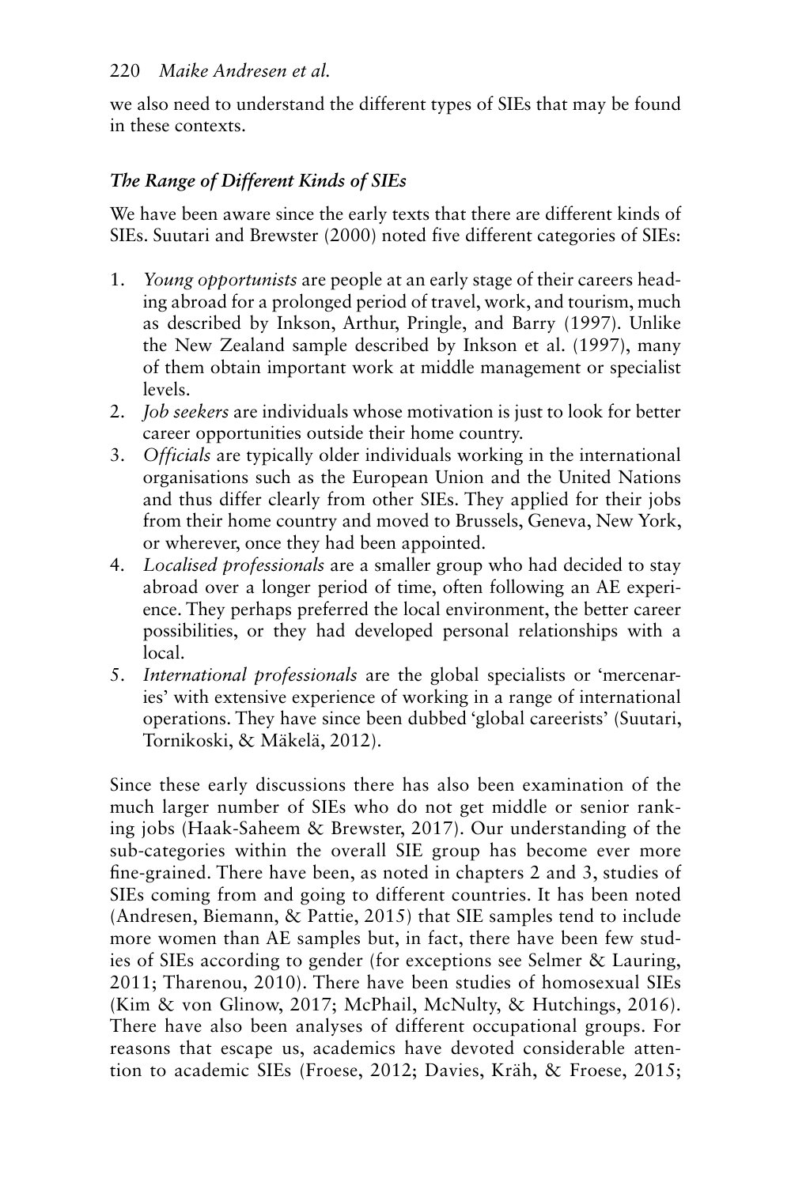we also need to understand the different types of SIEs that may be found in these contexts.

### *The Range of Different Kinds of SIEs*

We have been aware since the early texts that there are different kinds of SIEs. Suutari and Brewster (2000) noted five different categories of SIEs:

1. *Young opportunists* are people at an early stage of their careers heading abroad for a prolonged period of travel, work, and tourism, much as described by Inkson, Arthur, Pringle, and Barry (1997). Unlike the New Zealand sample described by Inkson et al. (1997), many of them obtain important work at middle management or specialist levels.
2. *Job seekers* are individuals whose motivation is just to look for better career opportunities outside their home country.
3. *Officials* are typically older individuals working in the international organisations such as the European Union and the United Nations and thus differ clearly from other SIEs. They applied for their jobs from their home country and moved to Brussels, Geneva, New York, or wherever, once they had been appointed.
4. *Localised professionals* are a smaller group who had decided to stay abroad over a longer period of time, often following an AE experience. They perhaps preferred the local environment, the better career possibilities, or they had developed personal relationships with a local.
5. *International professionals* are the global specialists or 'mercenaries' with extensive experience of working in a range of international operations. They have since been dubbed 'global careerists' (Suutari, Tornikoski, & Mäkelä, 2012).

Since these early discussions there has also been examination of the much larger number of SIEs who do not get middle or senior ranking jobs (Haak-Saheem & Brewster, 2017). Our understanding of the sub-categories within the overall SIE group has become ever more fine-grained. There have been, as noted in chapters 2 and 3, studies of SIEs coming from and going to different countries. It has been noted (Andresen, Biemann, & Pattie, 2015) that SIE samples tend to include more women than AE samples but, in fact, there have been few studies of SIEs according to gender (for exceptions see Selmer & Lauring, 2011; Tharenou, 2010). There have been studies of homosexual SIEs (Kim & von Glinow, 2017; McPhail, McNulty, & Hutchings, 2016). There have also been analyses of different occupational groups. For reasons that escape us, academics have devoted considerable attention to academic SIEs (Froese, 2012; Davies, Kräh, & Froese, 2015;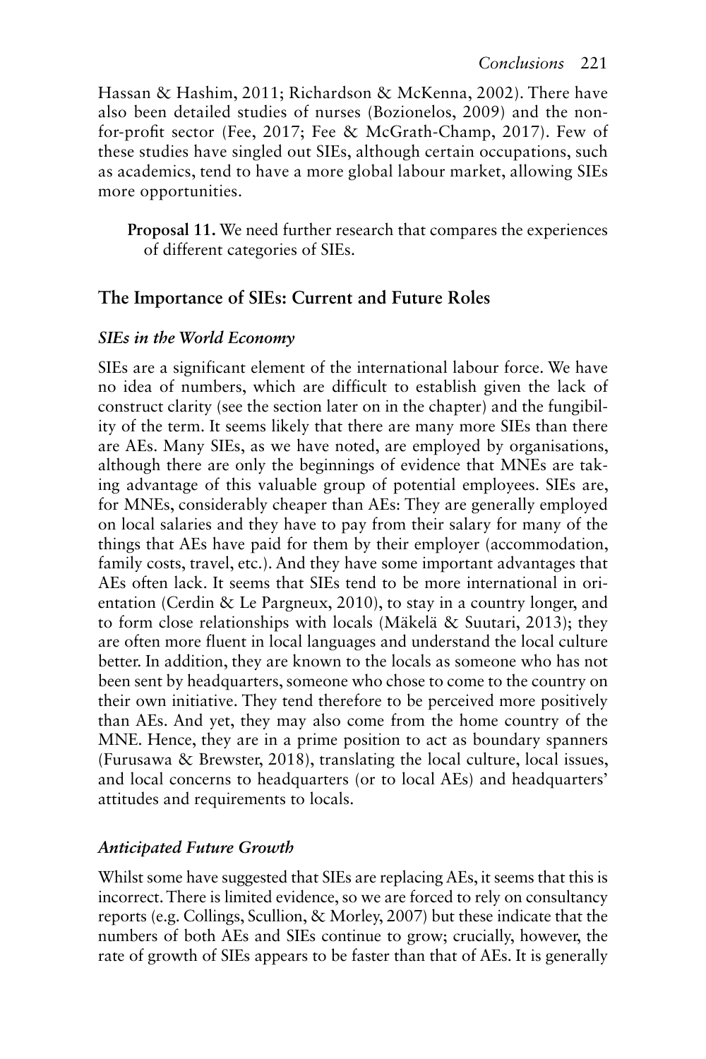Hassan & Hashim, 2011; Richardson & McKenna, 2002). There have also been detailed studies of nurses (Bozionelos, 2009) and the non-for-profit sector (Fee, 2017; Fee & McGrath-Champ, 2017). Few of these studies have singled out SIEs, although certain occupations, such as academics, tend to have a more global labour market, allowing SIEs more opportunities.

> **Proposal 11.** We need further research that compares the experiences of different categories of SIEs.

## The Importance of SIEs: Current and Future Roles

### *SIEs in the World Economy*

SIEs are a significant element of the international labour force. We have no idea of numbers, which are difficult to establish given the lack of construct clarity (see the section later on in the chapter) and the fungibility of the term. It seems likely that there are many more SIEs than there are AEs. Many SIEs, as we have noted, are employed by organisations, although there are only the beginnings of evidence that MNEs are taking advantage of this valuable group of potential employees. SIEs are, for MNEs, considerably cheaper than AEs: They are generally employed on local salaries and they have to pay from their salary for many of the things that AEs have paid for them by their employer (accommodation, family costs, travel, etc.). And they have some important advantages that AEs often lack. It seems that SIEs tend to be more international in orientation (Cerdin & Le Pargneux, 2010), to stay in a country longer, and to form close relationships with locals (Mäkelä & Suutari, 2013); they are often more fluent in local languages and understand the local culture better. In addition, they are known to the locals as someone who has not been sent by headquarters, someone who chose to come to the country on their own initiative. They tend therefore to be perceived more positively than AEs. And yet, they may also come from the home country of the MNE. Hence, they are in a prime position to act as boundary spanners (Furusawa & Brewster, 2018), translating the local culture, local issues, and local concerns to headquarters (or to local AEs) and headquarters' attitudes and requirements to locals.

### *Anticipated Future Growth*

Whilst some have suggested that SIEs are replacing AEs, it seems that this is incorrect. There is limited evidence, so we are forced to rely on consultancy reports (e.g. Collings, Scullion, & Morley, 2007) but these indicate that the numbers of both AEs and SIEs continue to grow; crucially, however, the rate of growth of SIEs appears to be faster than that of AEs. It is generally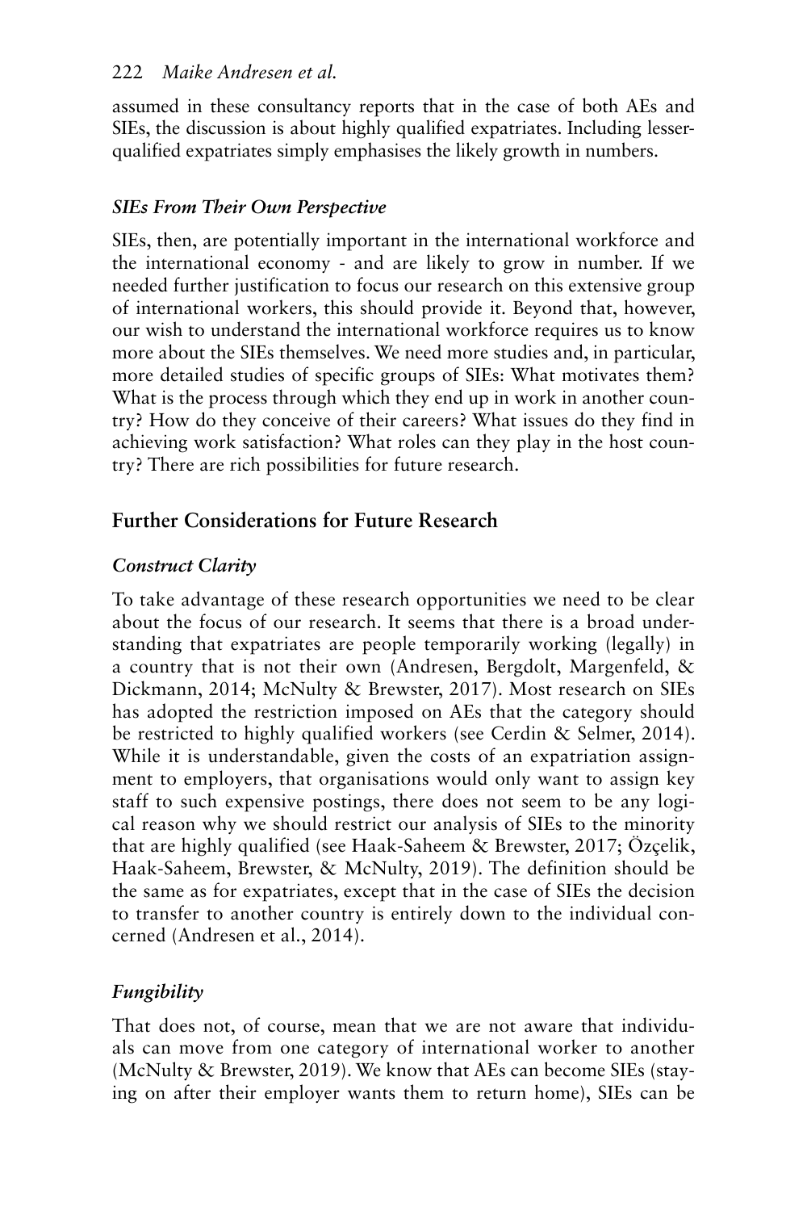assumed in these consultancy reports that in the case of both AEs and SIEs, the discussion is about highly qualified expatriates. Including lesser-qualified expatriates simply emphasises the likely growth in numbers.

### *SIEs From Their Own Perspective*

SIEs, then, are potentially important in the international workforce and the international economy - and are likely to grow in number. If we needed further justification to focus our research on this extensive group of international workers, this should provide it. Beyond that, however, our wish to understand the international workforce requires us to know more about the SIEs themselves. We need more studies and, in particular, more detailed studies of specific groups of SIEs: What motivates them? What is the process through which they end up in work in another country? How do they conceive of their careers? What issues do they find in achieving work satisfaction? What roles can they play in the host country? There are rich possibilities for future research.

## Further Considerations for Future Research

### *Construct Clarity*

To take advantage of these research opportunities we need to be clear about the focus of our research. It seems that there is a broad understanding that expatriates are people temporarily working (legally) in a country that is not their own (Andresen, Bergdolt, Margenfeld, & Dickmann, 2014; McNulty & Brewster, 2017). Most research on SIEs has adopted the restriction imposed on AEs that the category should be restricted to highly qualified workers (see Cerdin & Selmer, 2014). While it is understandable, given the costs of an expatriation assignment to employers, that organisations would only want to assign key staff to such expensive postings, there does not seem to be any logical reason why we should restrict our analysis of SIEs to the minority that are highly qualified (see Haak-Saheem & Brewster, 2017; Özçelik, Haak-Saheem, Brewster, & McNulty, 2019). The definition should be the same as for expatriates, except that in the case of SIEs the decision to transfer to another country is entirely down to the individual concerned (Andresen et al., 2014).

### *Fungibility*

That does not, of course, mean that we are not aware that individuals can move from one category of international worker to another (McNulty & Brewster, 2019). We know that AEs can become SIEs (staying on after their employer wants them to return home), SIEs can be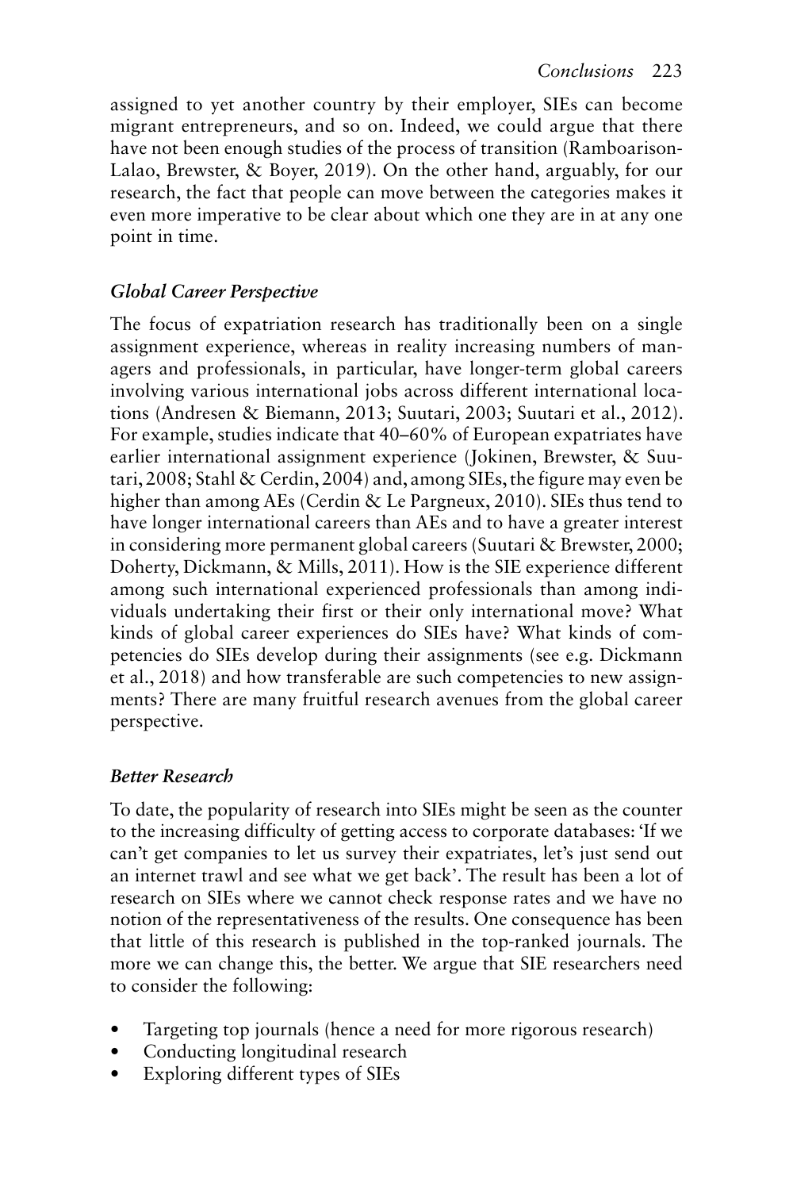assigned to yet another country by their employer, SIEs can become migrant entrepreneurs, and so on. Indeed, we could argue that there have not been enough studies of the process of transition (Ramboarison-Lalao, Brewster, & Boyer, 2019). On the other hand, arguably, for our research, the fact that people can move between the categories makes it even more imperative to be clear about which one they are in at any one point in time.

### *Global Career Perspective*

The focus of expatriation research has traditionally been on a single assignment experience, whereas in reality increasing numbers of managers and professionals, in particular, have longer-term global careers involving various international jobs across different international locations (Andresen & Biemann, 2013; Suutari, 2003; Suutari et al., 2012). For example, studies indicate that 40–60% of European expatriates have earlier international assignment experience (Jokinen, Brewster, & Suutari, 2008; Stahl & Cerdin, 2004) and, among SIEs, the figure may even be higher than among AEs (Cerdin & Le Pargneux, 2010). SIEs thus tend to have longer international careers than AEs and to have a greater interest in considering more permanent global careers (Suutari & Brewster, 2000; Doherty, Dickmann, & Mills, 2011). How is the SIE experience different among such international experienced professionals than among individuals undertaking their first or their only international move? What kinds of global career experiences do SIEs have? What kinds of competencies do SIEs develop during their assignments (see e.g. Dickmann et al., 2018) and how transferable are such competencies to new assignments? There are many fruitful research avenues from the global career perspective.

### *Better Research*

To date, the popularity of research into SIEs might be seen as the counter to the increasing difficulty of getting access to corporate databases: 'If we can't get companies to let us survey their expatriates, let's just send out an internet trawl and see what we get back'. The result has been a lot of research on SIEs where we cannot check response rates and we have no notion of the representativeness of the results. One consequence has been that little of this research is published in the top-ranked journals. The more we can change this, the better. We argue that SIE researchers need to consider the following:

- Targeting top journals (hence a need for more rigorous research)
- Conducting longitudinal research
- Exploring different types of SIEs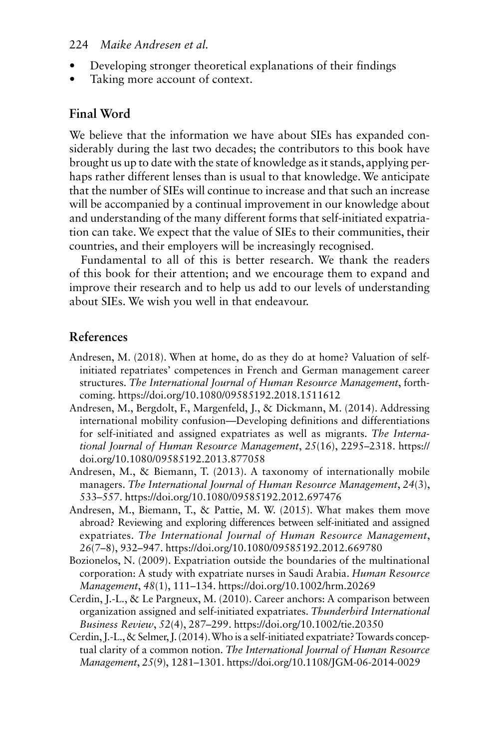- Developing stronger theoretical explanations of their findings
- Taking more account of context.

## Final Word

We believe that the information we have about SIEs has expanded considerably during the last two decades; the contributors to this book have brought us up to date with the state of knowledge as it stands, applying perhaps rather different lenses than is usual to that knowledge. We anticipate that the number of SIEs will continue to increase and that such an increase will be accompanied by a continual improvement in our knowledge about and understanding of the many different forms that self-initiated expatriation can take. We expect that the value of SIEs to their communities, their countries, and their employers will be increasingly recognised.

Fundamental to all of this is better research. We thank the readers of this book for their attention; and we encourage them to expand and improve their research and to help us add to our levels of understanding about SIEs. We wish you well in that endeavour.

## References

Andresen, M. (2018). When at home, do as they do at home? Valuation of self-initiated repatriates' competences in French and German management career structures. *The International Journal of Human Resource Management*, forthcoming. https://doi.org/10.1080/09585192.2018.1511612

Andresen, M., Bergdolt, F., Margenfeld, J., & Dickmann, M. (2014). Addressing international mobility confusion—Developing definitions and differentiations for self-initiated and assigned expatriates as well as migrants. *The International Journal of Human Resource Management*, *25*(16), 2295–2318. https://doi.org/10.1080/09585192.2013.877058

Andresen, M., & Biemann, T. (2013). A taxonomy of internationally mobile managers. *The International Journal of Human Resource Management*, *24*(3), 533–557. https://doi.org/10.1080/09585192.2012.697476

Andresen, M., Biemann, T., & Pattie, M. W. (2015). What makes them move abroad? Reviewing and exploring differences between self-initiated and assigned expatriates. *The International Journal of Human Resource Management*, *26*(7–8), 932–947. https://doi.org/10.1080/09585192.2012.669780

Bozionelos, N. (2009). Expatriation outside the boundaries of the multinational corporation: A study with expatriate nurses in Saudi Arabia. *Human Resource Management*, *48*(1), 111–134. https://doi.org/10.1002/hrm.20269

Cerdin, J.-L., & Le Pargneux, M. (2010). Career anchors: A comparison between organization assigned and self-initiated expatriates. *Thunderbird International Business Review*, *52*(4), 287–299. https://doi.org/10.1002/tie.20350

Cerdin, J.-L., & Selmer, J. (2014). Who is a self-initiated expatriate? Towards conceptual clarity of a common notion. *The International Journal of Human Resource Management*, *25*(9), 1281–1301. https://doi.org/10.1108/JGM-06-2014-0029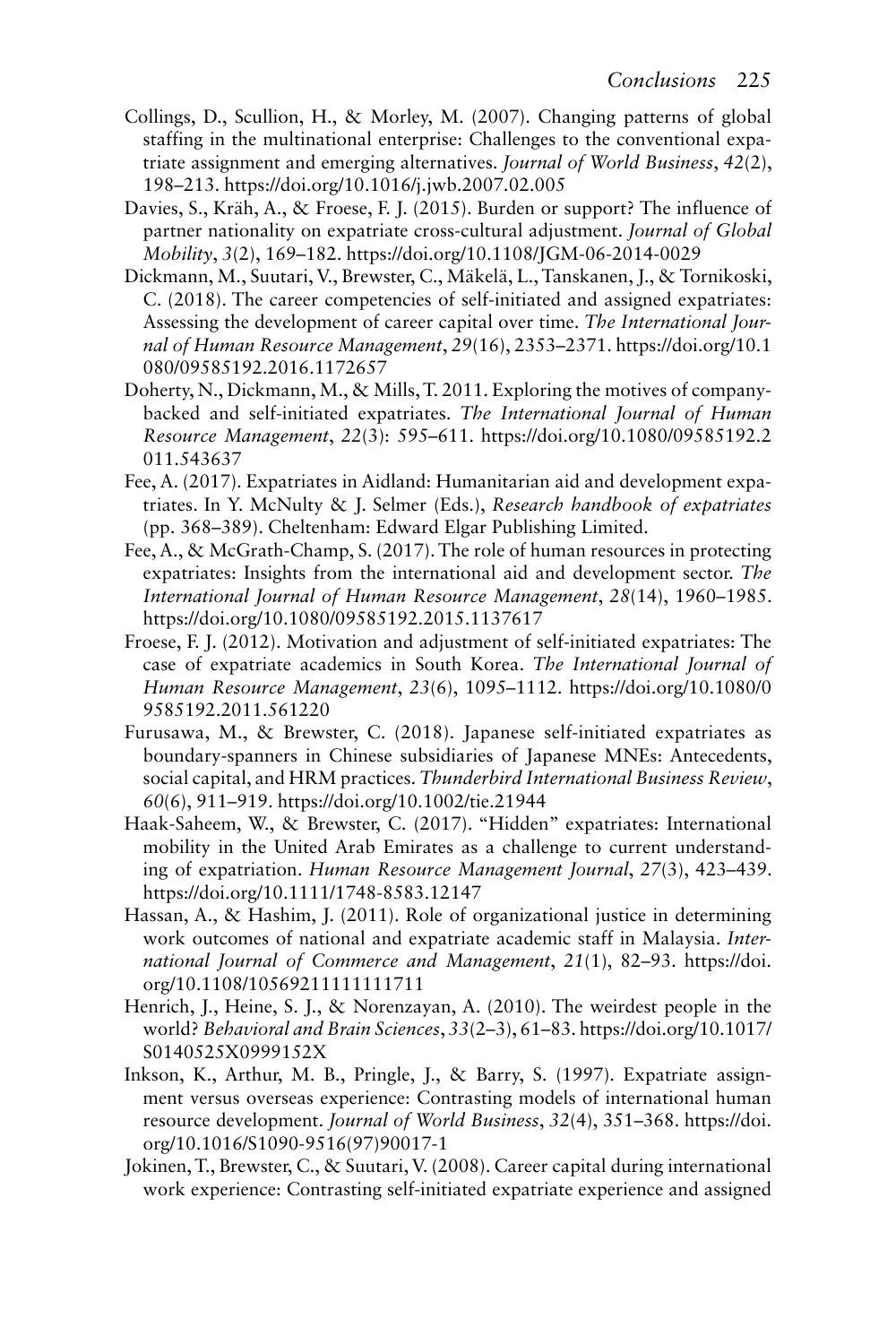Collings, D., Scullion, H., & Morley, M. (2007). Changing patterns of global staffing in the multinational enterprise: Challenges to the conventional expatriate assignment and emerging alternatives. *Journal of World Business*, *42*(2), 198–213. https://doi.org/10.1016/j.jwb.2007.02.005

Davies, S., Kräh, A., & Froese, F. J. (2015). Burden or support? The influence of partner nationality on expatriate cross-cultural adjustment. *Journal of Global Mobility*, *3*(2), 169–182. https://doi.org/10.1108/JGM-06-2014-0029

Dickmann, M., Suutari, V., Brewster, C., Mäkelä, L., Tanskanen, J., & Tornikoski, C. (2018). The career competencies of self-initiated and assigned expatriates: Assessing the development of career capital over time. *The International Journal of Human Resource Management*, *29*(16), 2353–2371. https://doi.org/10.1080/09585192.2016.1172657

Doherty, N., Dickmann, M., & Mills, T. 2011. Exploring the motives of company-backed and self-initiated expatriates. *The International Journal of Human Resource Management*, *22*(3): 595–611. https://doi.org/10.1080/09585192.2011.543637

Fee, A. (2017). Expatriates in Aidland: Humanitarian aid and development expatriates. In Y. McNulty & J. Selmer (Eds.), *Research handbook of expatriates* (pp. 368–389). Cheltenham: Edward Elgar Publishing Limited.

Fee, A., & McGrath-Champ, S. (2017). The role of human resources in protecting expatriates: Insights from the international aid and development sector. *The International Journal of Human Resource Management*, *28*(14), 1960–1985. https://doi.org/10.1080/09585192.2015.1137617

Froese, F. J. (2012). Motivation and adjustment of self-initiated expatriates: The case of expatriate academics in South Korea. *The International Journal of Human Resource Management*, *23*(6), 1095–1112. https://doi.org/10.1080/09585192.2011.561220

Furusawa, M., & Brewster, C. (2018). Japanese self-initiated expatriates as boundary-spanners in Chinese subsidiaries of Japanese MNEs: Antecedents, social capital, and HRM practices. *Thunderbird International Business Review*, *60*(6), 911–919. https://doi.org/10.1002/tie.21944

Haak-Saheem, W., & Brewster, C. (2017). "Hidden" expatriates: International mobility in the United Arab Emirates as a challenge to current understanding of expatriation. *Human Resource Management Journal*, *27*(3), 423–439. https://doi.org/10.1111/1748-8583.12147

Hassan, A., & Hashim, J. (2011). Role of organizational justice in determining work outcomes of national and expatriate academic staff in Malaysia. *International Journal of Commerce and Management*, *21*(1), 82–93. https://doi.org/10.1108/10569211111111711

Henrich, J., Heine, S. J., & Norenzayan, A. (2010). The weirdest people in the world? *Behavioral and Brain Sciences*, *33*(2–3), 61–83. https://doi.org/10.1017/S0140525X0999152X

Inkson, K., Arthur, M. B., Pringle, J., & Barry, S. (1997). Expatriate assignment versus overseas experience: Contrasting models of international human resource development. *Journal of World Business*, *32*(4), 351–368. https://doi.org/10.1016/S1090-9516(97)90017-1

Jokinen, T., Brewster, C., & Suutari, V. (2008). Career capital during international work experience: Contrasting self-initiated expatriate experience and assigned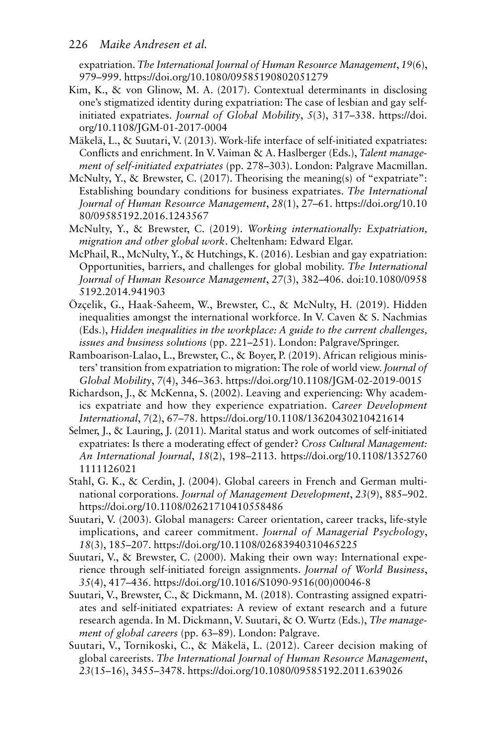expatriation. *The International Journal of Human Resource Management*, *19*(6), 979–999. https://doi.org/10.1080/09585190802051279

Kim, K., & von Glinow, M. A. (2017). Contextual determinants in disclosing one's stigmatized identity during expatriation: The case of lesbian and gay self-initiated expatriates. *Journal of Global Mobility*, *5*(3), 317–338. https://doi.org/10.1108/JGM-01-2017-0004

Mäkelä, L., & Suutari, V. (2013). Work-life interface of self-initiated expatriates: Conflicts and enrichment. In V. Vaiman & A. Haslberger (Eds.), *Talent management of self-initiated expatriates* (pp. 278–303). London: Palgrave Macmillan.

McNulty, Y., & Brewster, C. (2017). Theorising the meaning(s) of "expatriate": Establishing boundary conditions for business expatriates. *The International Journal of Human Resource Management*, *28*(1), 27–61. https://doi.org/10.1080/09585192.2016.1243567

McNulty, Y., & Brewster, C. (2019). *Working internationally: Expatriation, migration and other global work*. Cheltenham: Edward Elgar.

McPhail, R., McNulty, Y., & Hutchings, K. (2016). Lesbian and gay expatriation: Opportunities, barriers, and challenges for global mobility. *The International Journal of Human Resource Management*, *27*(3), 382–406. doi:10.1080/09585192.2014.941903

Özçelik, G., Haak-Saheem, W., Brewster, C., & McNulty, H. (2019). Hidden inequalities amongst the international workforce. In V. Caven & S. Nachmias (Eds.), *Hidden inequalities in the workplace: A guide to the current challenges, issues and business solutions* (pp. 221–251). London: Palgrave/Springer.

Ramboarison-Lalao, L., Brewster, C., & Boyer, P. (2019). African religious ministers' transition from expatriation to migration: The role of world view. *Journal of Global Mobility*, *7*(4), 346–363. https://doi.org/10.1108/JGM-02-2019-0015

Richardson, J., & McKenna, S. (2002). Leaving and experiencing: Why academics expatriate and how they experience expatriation. *Career Development International*, *7*(2), 67–78. https://doi.org/10.1108/13620430210421614

Selmer, J., & Lauring, J. (2011). Marital status and work outcomes of self-initiated expatriates: Is there a moderating effect of gender? *Cross Cultural Management: An International Journal*, *18*(2), 198–2113. https://doi.org/10.1108/13527601111126021

Stahl, G. K., & Cerdin, J. (2004). Global careers in French and German multinational corporations. *Journal of Management Development*, *23*(9), 885–902. https://doi.org/10.1108/02621710410558486

Suutari, V. (2003). Global managers: Career orientation, career tracks, life-style implications, and career commitment. *Journal of Managerial Psychology*, *18*(3), 185–207. https://doi.org/10.1108/02683940310465225

Suutari, V., & Brewster, C. (2000). Making their own way: International experience through self-initiated foreign assignments. *Journal of World Business*, *35*(4), 417–436. https://doi.org/10.1016/S1090-9516(00)00046-8

Suutari, V., Brewster, C., & Dickmann, M. (2018). Contrasting assigned expatriates and self-initiated expatriates: A review of extant research and a future research agenda. In M. Dickmann, V. Suutari, & O. Wurtz (Eds.), *The management of global careers* (pp. 63–89). London: Palgrave.

Suutari, V., Tornikoski, C., & Mäkelä, L. (2012). Career decision making of global careerists. *The International Journal of Human Resource Management*, *23*(15–16), 3455–3478. https://doi.org/10.1080/09585192.2011.639026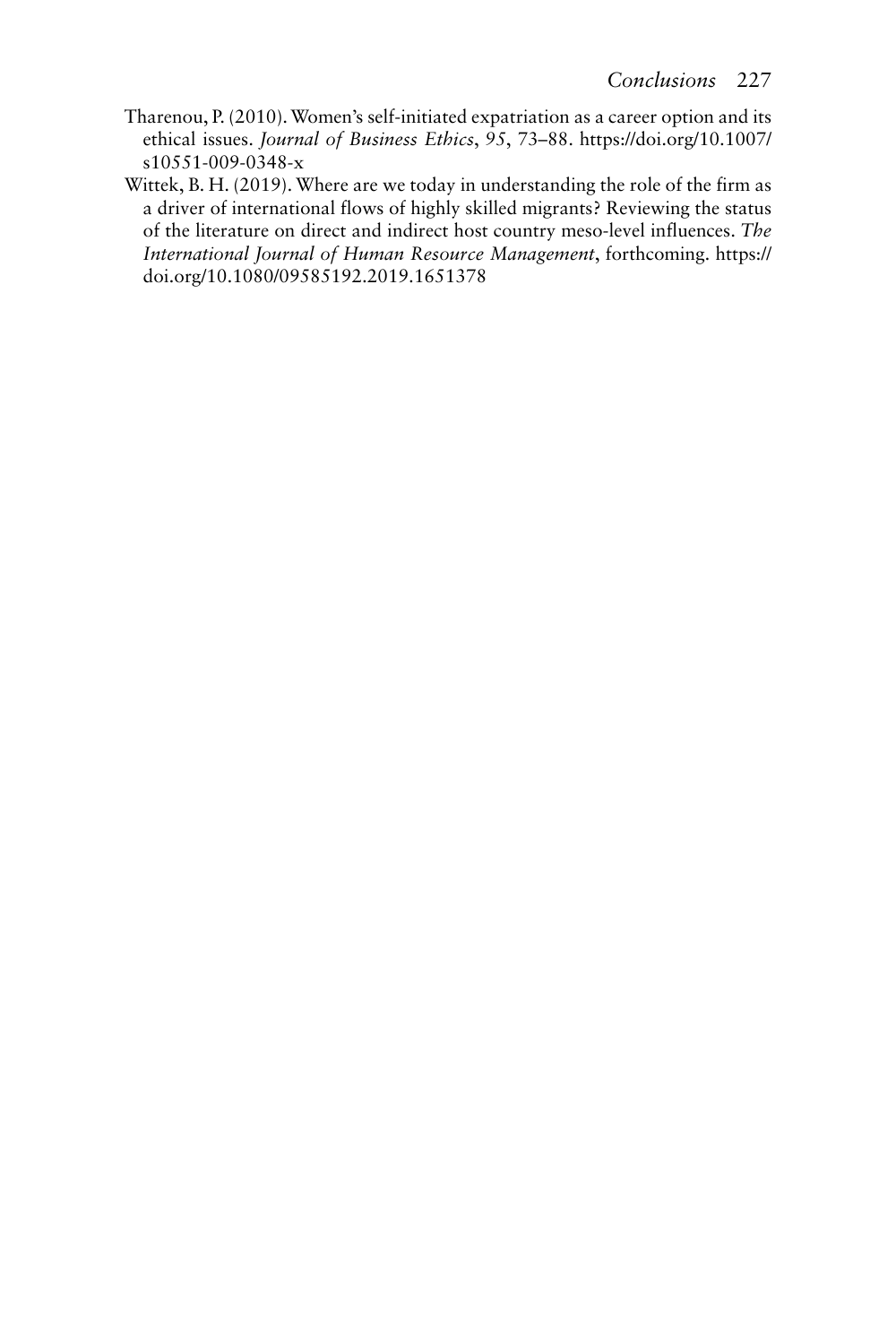Tharenou, P. (2010). Women's self-initiated expatriation as a career option and its ethical issues. *Journal of Business Ethics*, *95*, 73–88. https://doi.org/10.1007/s10551-009-0348-x

Wittek, B. H. (2019). Where are we today in understanding the role of the firm as a driver of international flows of highly skilled migrants? Reviewing the status of the literature on direct and indirect host country meso-level influences. *The International Journal of Human Resource Management*, forthcoming. https://doi.org/10.1080/09585192.2019.1651378